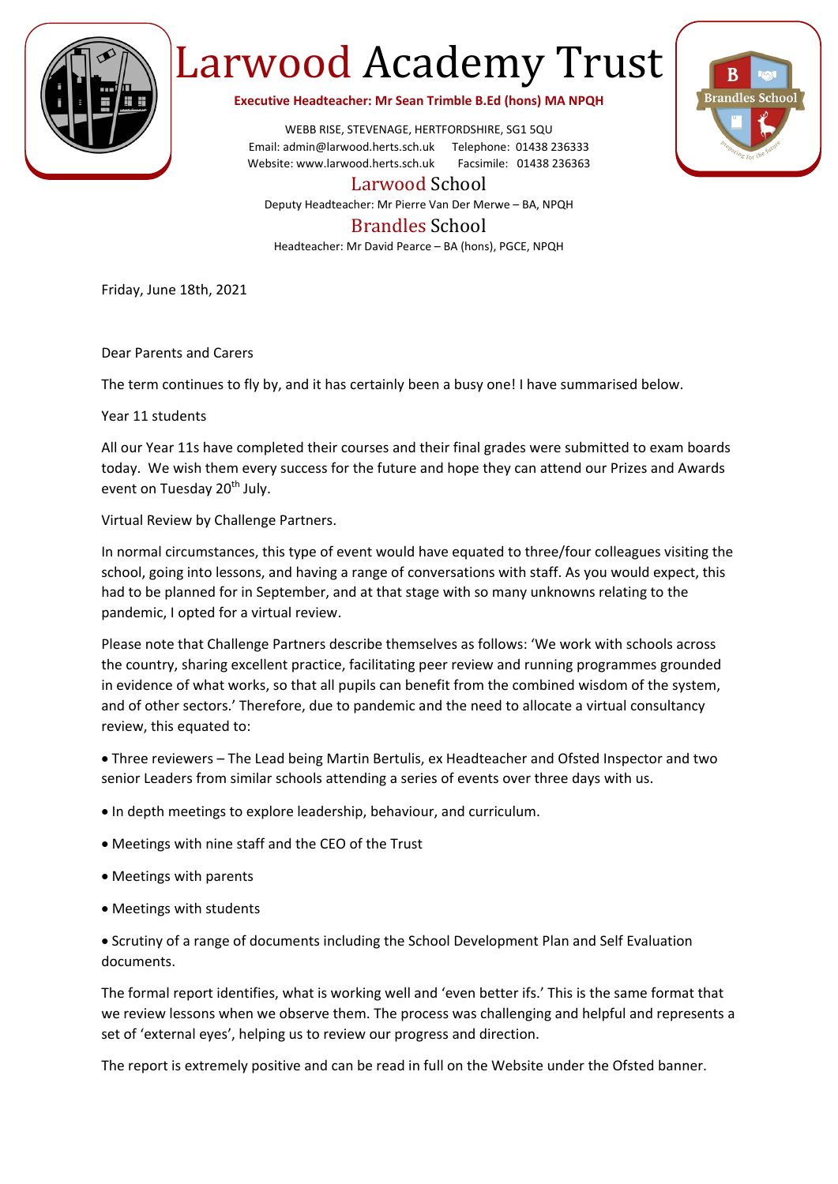# Larwood Academy Trust

**Executive Headteacher: Mr Sean Trimble B.Ed (hons) MA NPQH**

WEBB RISE, STEVENAGE, HERTFORDSHIRE, SG1 5QU
Email: admin@larwood.herts.sch.uk Telephone: 01438 236333
Website: www.larwood.herts.sch.uk Facsimile: 01438 236363

## Larwood School

Deputy Headteacher: Mr Pierre Van Der Merwe – BA, NPQH

## Brandles School

Headteacher: Mr David Pearce – BA (hons), PGCE, NPQH

Friday, June 18th, 2021

Dear Parents and Carers

The term continues to fly by, and it has certainly been a busy one! I have summarised below.

Year 11 students

All our Year 11s have completed their courses and their final grades were submitted to exam boards today. We wish them every success for the future and hope they can attend our Prizes and Awards event on Tuesday 20th July.

Virtual Review by Challenge Partners.

In normal circumstances, this type of event would have equated to three/four colleagues visiting the school, going into lessons, and having a range of conversations with staff. As you would expect, this had to be planned for in September, and at that stage with so many unknowns relating to the pandemic, I opted for a virtual review.

Please note that Challenge Partners describe themselves as follows: 'We work with schools across the country, sharing excellent practice, facilitating peer review and running programmes grounded in evidence of what works, so that all pupils can benefit from the combined wisdom of the system, and of other sectors.' Therefore, due to pandemic and the need to allocate a virtual consultancy review, this equated to:

- Three reviewers – The Lead being Martin Bertulis, ex Headteacher and Ofsted Inspector and two senior Leaders from similar schools attending a series of events over three days with us.
- In depth meetings to explore leadership, behaviour, and curriculum.
- Meetings with nine staff and the CEO of the Trust
- Meetings with parents
- Meetings with students
- Scrutiny of a range of documents including the School Development Plan and Self Evaluation documents.

The formal report identifies, what is working well and 'even better ifs.' This is the same format that we review lessons when we observe them. The process was challenging and helpful and represents a set of 'external eyes', helping us to review our progress and direction.

The report is extremely positive and can be read in full on the Website under the Ofsted banner.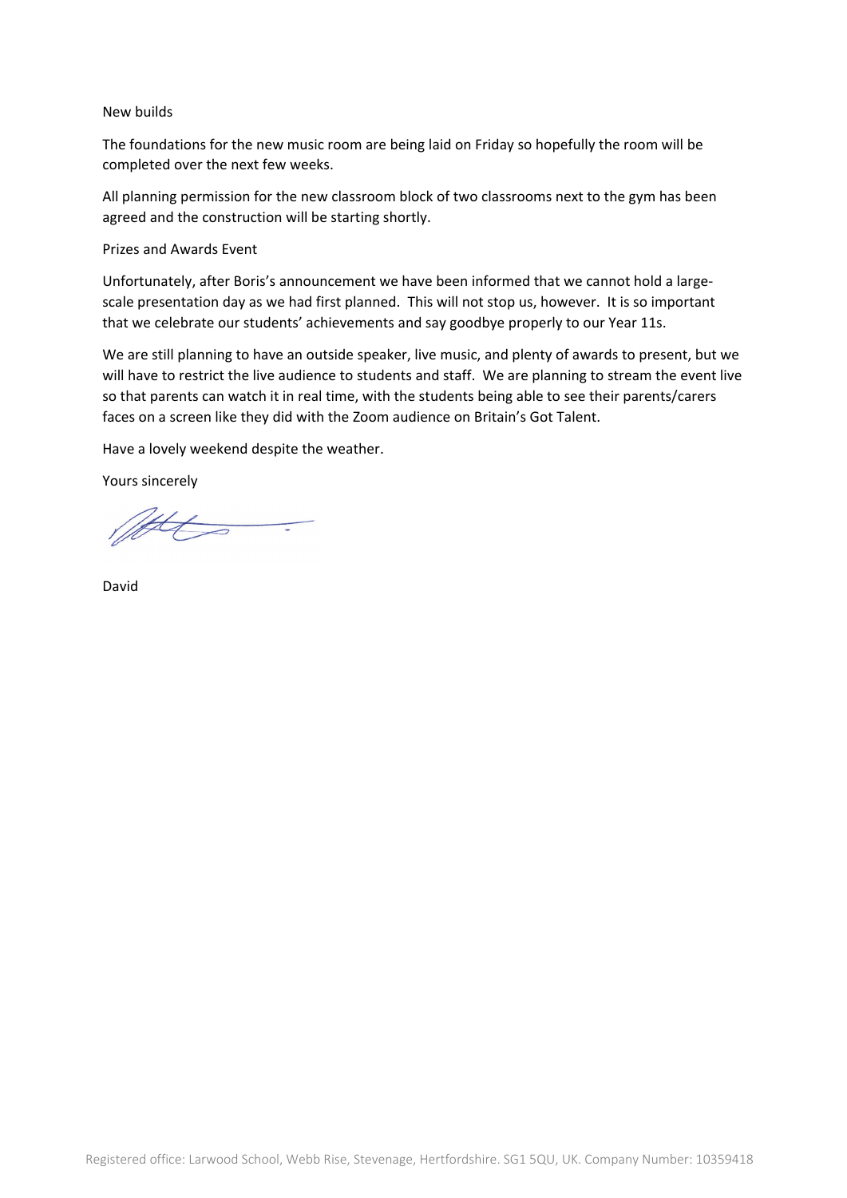New builds

The foundations for the new music room are being laid on Friday so hopefully the room will be completed over the next few weeks.

All planning permission for the new classroom block of two classrooms next to the gym has been agreed and the construction will be starting shortly.

Prizes and Awards Event

Unfortunately, after Boris's announcement we have been informed that we cannot hold a large-scale presentation day as we had first planned. This will not stop us, however. It is so important that we celebrate our students' achievements and say goodbye properly to our Year 11s.

We are still planning to have an outside speaker, live music, and plenty of awards to present, but we will have to restrict the live audience to students and staff. We are planning to stream the event live so that parents can watch it in real time, with the students being able to see their parents/carers faces on a screen like they did with the Zoom audience on Britain's Got Talent.

Have a lovely weekend despite the weather.

Yours sincerely

David

Registered office: Larwood School, Webb Rise, Stevenage, Hertfordshire. SG1 5QU, UK. Company Number: 10359418